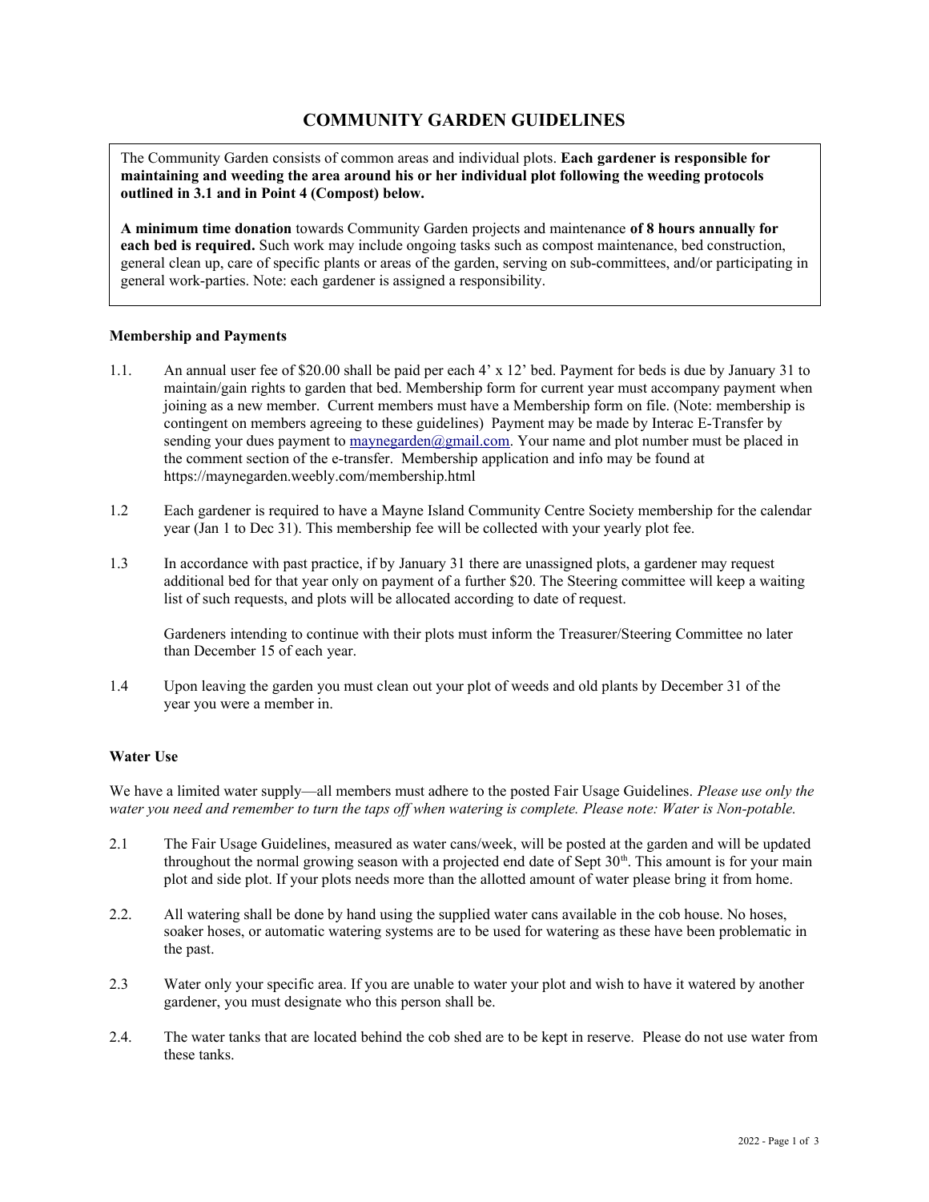# COMMUNITY GARDEN GUIDELINES

The Community Garden consists of common areas and individual plots. **Each gardener is responsible for maintaining and weeding the area around his or her individual plot following the weeding protocols outlined in 3.1 and in Point 4 (Compost) below.**

**A minimum time donation** towards Community Garden projects and maintenance **of 8 hours annually for each bed is required.** Such work may include ongoing tasks such as compost maintenance, bed construction, general clean up, care of specific plants or areas of the garden, serving on sub-committees, and/or participating in general work-parties. Note: each gardener is assigned a responsibility.

### Membership and Payments

1.1. An annual user fee of $20.00 shall be paid per each 4' x 12' bed. Payment for beds is due by January 31 to maintain/gain rights to garden that bed. Membership form for current year must accompany payment when joining as a new member. Current members must have a Membership form on file. (Note: membership is contingent on members agreeing to these guidelines) Payment may be made by Interac E-Transfer by sending your dues payment to maynegarden@gmail.com. Your name and plot number must be placed in the comment section of the e-transfer. Membership application and info may be found at https://maynegarden.weebly.com/membership.html

1.2 Each gardener is required to have a Mayne Island Community Centre Society membership for the calendar year (Jan 1 to Dec 31). This membership fee will be collected with your yearly plot fee.

1.3 In accordance with past practice, if by January 31 there are unassigned plots, a gardener may request additional bed for that year only on payment of a further $20. The Steering committee will keep a waiting list of such requests, and plots will be allocated according to date of request.

Gardeners intending to continue with their plots must inform the Treasurer/Steering Committee no later than December 15 of each year.

1.4 Upon leaving the garden you must clean out your plot of weeds and old plants by December 31 of the year you were a member in.

### Water Use

We have a limited water supply—all members must adhere to the posted Fair Usage Guidelines. *Please use only the water you need and remember to turn the taps off when watering is complete. Please note: Water is Non-potable.*

2.1 The Fair Usage Guidelines, measured as water cans/week, will be posted at the garden and will be updated throughout the normal growing season with a projected end date of Sept 30th. This amount is for your main plot and side plot. If your plots needs more than the allotted amount of water please bring it from home.

2.2. All watering shall be done by hand using the supplied water cans available in the cob house. No hoses, soaker hoses, or automatic watering systems are to be used for watering as these have been problematic in the past.

2.3 Water only your specific area. If you are unable to water your plot and wish to have it watered by another gardener, you must designate who this person shall be.

2.4. The water tanks that are located behind the cob shed are to be kept in reserve. Please do not use water from these tanks.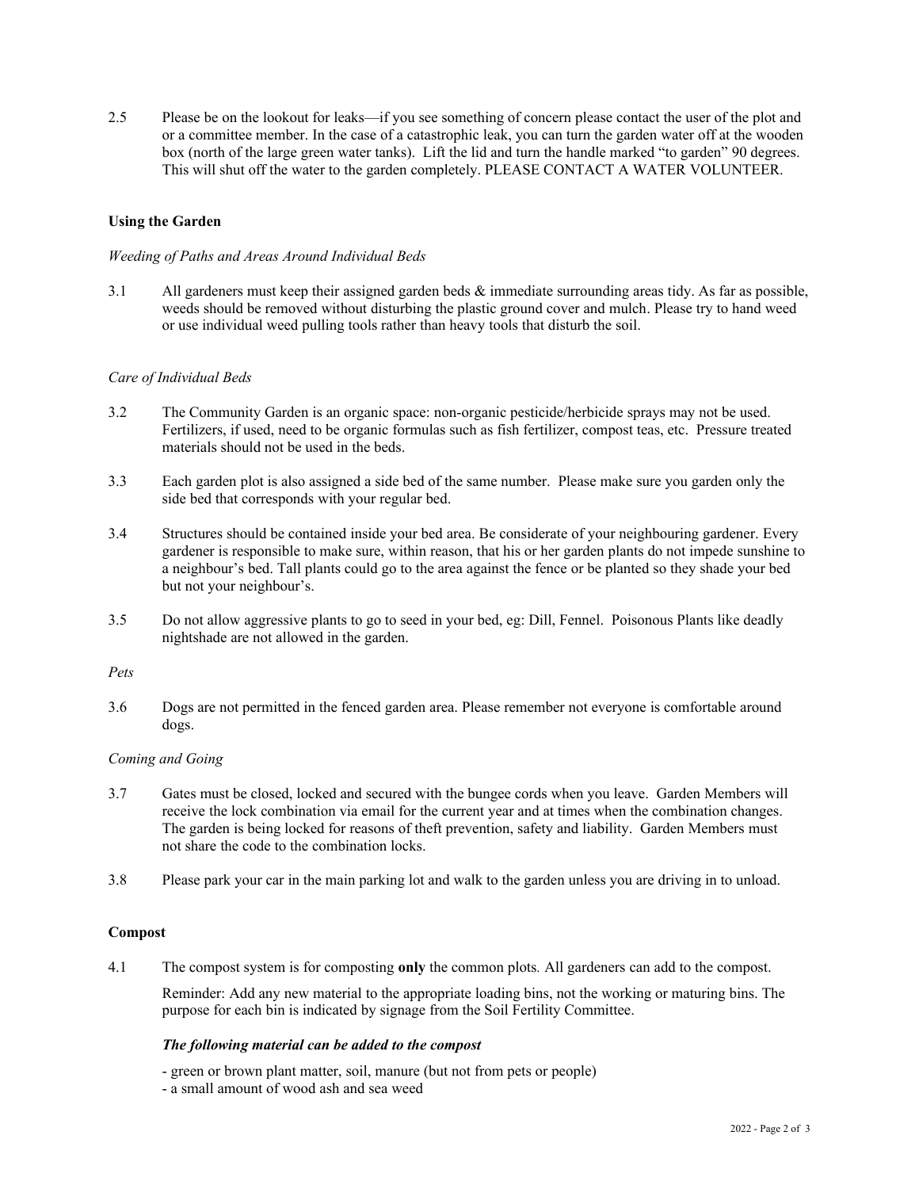2.5 Please be on the lookout for leaks—if you see something of concern please contact the user of the plot and or a committee member. In the case of a catastrophic leak, you can turn the garden water off at the wooden box (north of the large green water tanks). Lift the lid and turn the handle marked "to garden" 90 degrees. This will shut off the water to the garden completely. PLEASE CONTACT A WATER VOLUNTEER.

## Using the Garden

*Weeding of Paths and Areas Around Individual Beds*

3.1 All gardeners must keep their assigned garden beds & immediate surrounding areas tidy. As far as possible, weeds should be removed without disturbing the plastic ground cover and mulch. Please try to hand weed or use individual weed pulling tools rather than heavy tools that disturb the soil.

*Care of Individual Beds*

3.2 The Community Garden is an organic space: non-organic pesticide/herbicide sprays may not be used. Fertilizers, if used, need to be organic formulas such as fish fertilizer, compost teas, etc. Pressure treated materials should not be used in the beds.

3.3 Each garden plot is also assigned a side bed of the same number. Please make sure you garden only the side bed that corresponds with your regular bed.

3.4 Structures should be contained inside your bed area. Be considerate of your neighbouring gardener. Every gardener is responsible to make sure, within reason, that his or her garden plants do not impede sunshine to a neighbour's bed. Tall plants could go to the area against the fence or be planted so they shade your bed but not your neighbour's.

3.5 Do not allow aggressive plants to go to seed in your bed, eg: Dill, Fennel. Poisonous Plants like deadly nightshade are not allowed in the garden.

*Pets*

3.6 Dogs are not permitted in the fenced garden area. Please remember not everyone is comfortable around dogs.

*Coming and Going*

3.7 Gates must be closed, locked and secured with the bungee cords when you leave. Garden Members will receive the lock combination via email for the current year and at times when the combination changes. The garden is being locked for reasons of theft prevention, safety and liability. Garden Members must not share the code to the combination locks.

3.8 Please park your car in the main parking lot and walk to the garden unless you are driving in to unload.

## Compost

4.1 The compost system is for composting **only** the common plots. All gardeners can add to the compost.

Reminder: Add any new material to the appropriate loading bins, not the working or maturing bins. The purpose for each bin is indicated by signage from the Soil Fertility Committee.

***The following material can be added to the compost***

- green or brown plant matter, soil, manure (but not from pets or people)
- a small amount of wood ash and sea weed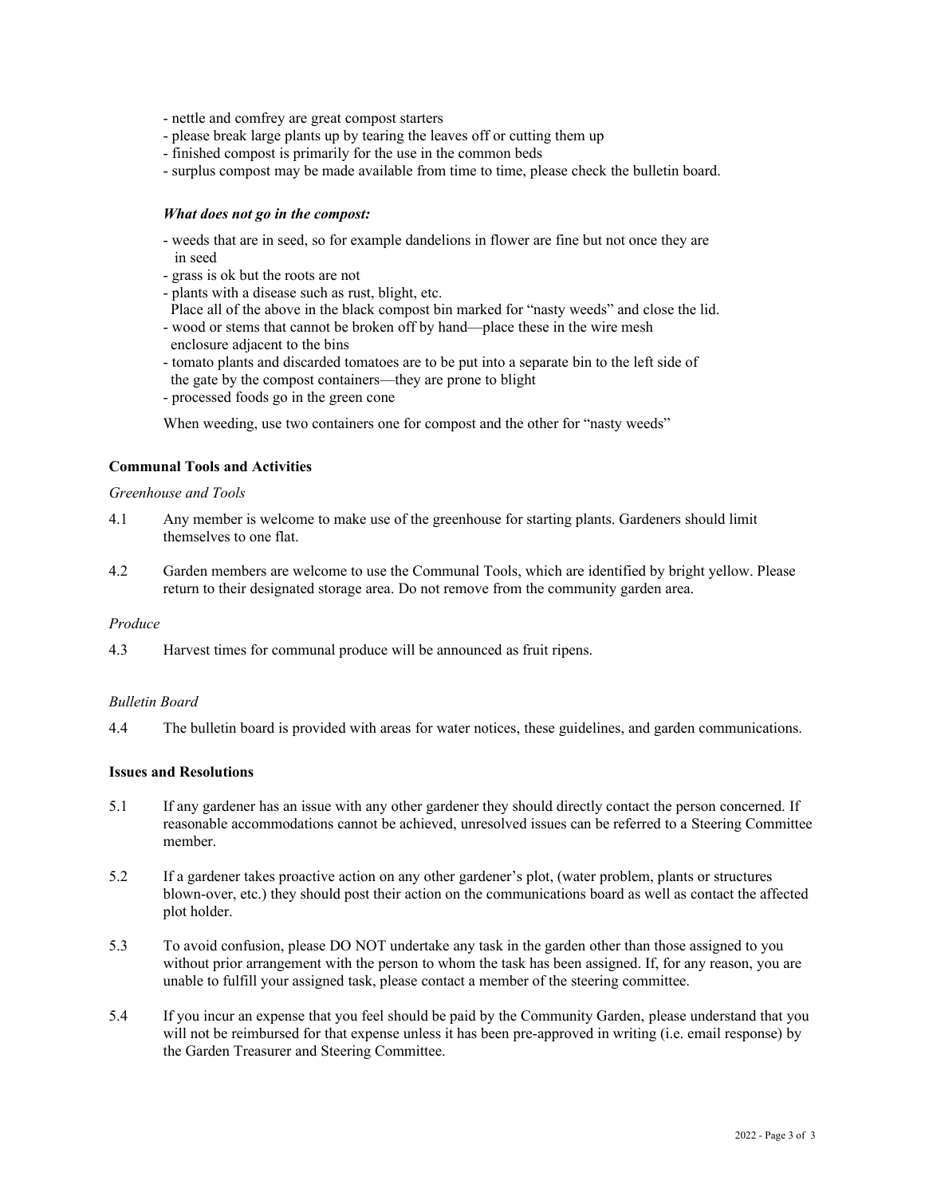- nettle and comfrey are great compost starters
- please break large plants up by tearing the leaves off or cutting them up
- finished compost is primarily for the use in the common beds
- surplus compost may be made available from time to time, please check the bulletin board.

***What does not go in the compost:***

- weeds that are in seed, so for example dandelions in flower are fine but not once they are in seed
- grass is ok but the roots are not
- plants with a disease such as rust, blight, etc.

Place all of the above in the black compost bin marked for "nasty weeds" and close the lid.

- wood or stems that cannot be broken off by hand—place these in the wire mesh enclosure adjacent to the bins
- tomato plants and discarded tomatoes are to be put into a separate bin to the left side of the gate by the compost containers—they are prone to blight
- processed foods go in the green cone

When weeding, use two containers one for compost and the other for "nasty weeds"

**Communal Tools and Activities**

*Greenhouse and Tools*

4.1 Any member is welcome to make use of the greenhouse for starting plants. Gardeners should limit themselves to one flat.

4.2 Garden members are welcome to use the Communal Tools, which are identified by bright yellow. Please return to their designated storage area. Do not remove from the community garden area.

*Produce*

4.3 Harvest times for communal produce will be announced as fruit ripens.

*Bulletin Board*

4.4 The bulletin board is provided with areas for water notices, these guidelines, and garden communications.

**Issues and Resolutions**

5.1 If any gardener has an issue with any other gardener they should directly contact the person concerned. If reasonable accommodations cannot be achieved, unresolved issues can be referred to a Steering Committee member.

5.2 If a gardener takes proactive action on any other gardener's plot, (water problem, plants or structures blown-over, etc.) they should post their action on the communications board as well as contact the affected plot holder.

5.3 To avoid confusion, please DO NOT undertake any task in the garden other than those assigned to you without prior arrangement with the person to whom the task has been assigned. If, for any reason, you are unable to fulfill your assigned task, please contact a member of the steering committee.

5.4 If you incur an expense that you feel should be paid by the Community Garden, please understand that you will not be reimbursed for that expense unless it has been pre-approved in writing (i.e. email response) by the Garden Treasurer and Steering Committee.